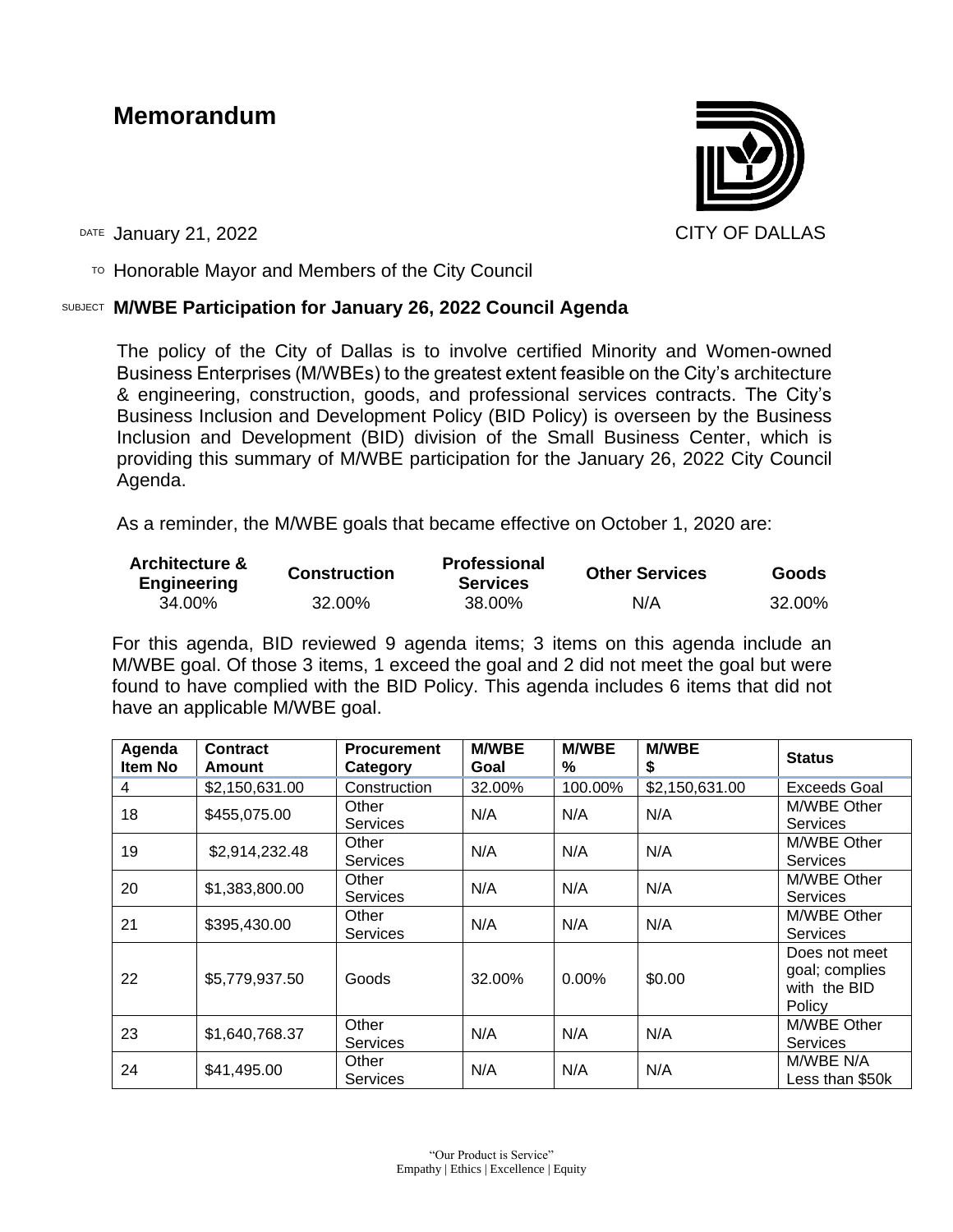# Memorandum

CITY OF DALLAS

DATE January 21, 2022

TO Honorable Mayor and Members of the City Council

SUBJECT **M/WBE Participation for January 26, 2022 Council Agenda**

The policy of the City of Dallas is to involve certified Minority and Women-owned Business Enterprises (M/WBEs) to the greatest extent feasible on the City's architecture & engineering, construction, goods, and professional services contracts. The City's Business Inclusion and Development Policy (BID Policy) is overseen by the Business Inclusion and Development (BID) division of the Small Business Center, which is providing this summary of M/WBE participation for the January 26, 2022 City Council Agenda.

As a reminder, the M/WBE goals that became effective on October 1, 2020 are:

| Architecture & Engineering | Construction | Professional Services | Other Services | Goods |
|---|---|---|---|---|
| 34.00% | 32.00% | 38.00% | N/A | 32.00% |

For this agenda, BID reviewed 9 agenda items; 3 items on this agenda include an M/WBE goal. Of those 3 items, 1 exceed the goal and 2 did not meet the goal but were found to have complied with the BID Policy. This agenda includes 6 items that did not have an applicable M/WBE goal.

| Agenda Item No | Contract Amount | Procurement Category | M/WBE Goal | M/WBE % | M/WBE $ | Status |
|---|---|---|---|---|---|---|
| 4 | $2,150,631.00 | Construction | 32.00% | 100.00% | $2,150,631.00 | Exceeds Goal |
| 18 | $455,075.00 | Other Services | N/A | N/A | N/A | M/WBE Other Services |
| 19 | $2,914,232.48 | Other Services | N/A | N/A | N/A | M/WBE Other Services |
| 20 | $1,383,800.00 | Other Services | N/A | N/A | N/A | M/WBE Other Services |
| 21 | $395,430.00 | Other Services | N/A | N/A | N/A | M/WBE Other Services |
| 22 | $5,779,937.50 | Goods | 32.00% | 0.00% | $0.00 | Does not meet goal; complies with the BID Policy |
| 23 | $1,640,768.37 | Other Services | N/A | N/A | N/A | M/WBE Other Services |
| 24 | $41,495.00 | Other Services | N/A | N/A | N/A | M/WBE N/A Less than $50k |

"Our Product is Service"
Empathy | Ethics | Excellence | Equity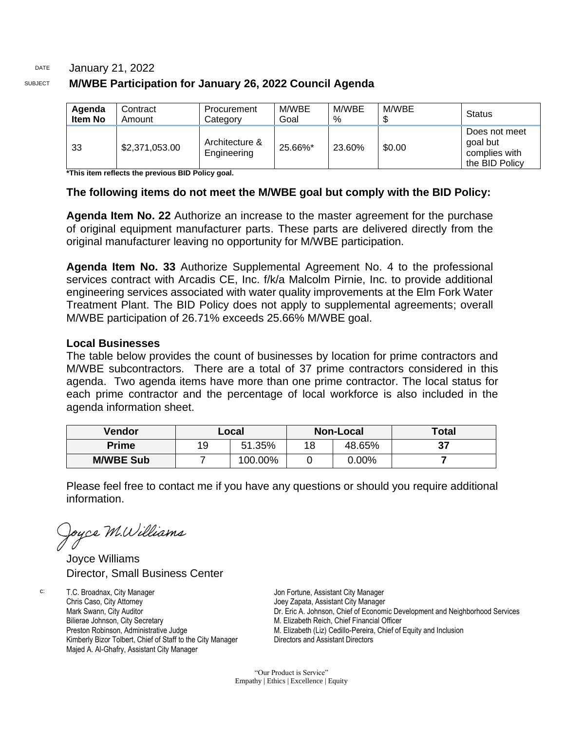DATE January 21, 2022

SUBJECT **M/WBE Participation for January 26, 2022 Council Agenda**

| Agenda Item No | Contract Amount | Procurement Category | M/WBE Goal | M/WBE % | M/WBE $ | Status |
|---|---|---|---|---|---|---|
| 33 | $2,371,053.00 | Architecture & Engineering | 25.66%* | 23.60% | $0.00 | Does not meet goal but complies with the BID Policy |

**\*This item reflects the previous BID Policy goal.**

**The following items do not meet the M/WBE goal but comply with the BID Policy:**

**Agenda Item No. 22** Authorize an increase to the master agreement for the purchase of original equipment manufacturer parts. These parts are delivered directly from the original manufacturer leaving no opportunity for M/WBE participation.

**Agenda Item No. 33** Authorize Supplemental Agreement No. 4 to the professional services contract with Arcadis CE, Inc. f/k/a Malcolm Pirnie, Inc. to provide additional engineering services associated with water quality improvements at the Elm Fork Water Treatment Plant. The BID Policy does not apply to supplemental agreements; overall M/WBE participation of 26.71% exceeds 25.66% M/WBE goal.

**Local Businesses**

The table below provides the count of businesses by location for prime contractors and M/WBE subcontractors. There are a total of 37 prime contractors considered in this agenda. Two agenda items have more than one prime contractor. The local status for each prime contractor and the percentage of local workforce is also included in the agenda information sheet.

| Vendor | Local | | Non-Local | | Total |
|---|---|---|---|---|---|
| **Prime** | 19 | 51.35% | 18 | 48.65% | **37** |
| **M/WBE Sub** | 7 | 100.00% | 0 | 0.00% | **7** |

Please feel free to contact me if you have any questions or should you require additional information.

*Joyce M. Williams*

Joyce Williams
Director, Small Business Center

c:
T.C. Broadnax, City Manager
Chris Caso, City Attorney
Mark Swann, City Auditor
Bilierae Johnson, City Secretary
Preston Robinson, Administrative Judge
Kimberly Bizor Tolbert, Chief of Staff to the City Manager
Majed A. Al-Ghafry, Assistant City Manager
Jon Fortune, Assistant City Manager
Joey Zapata, Assistant City Manager
Dr. Eric A. Johnson, Chief of Economic Development and Neighborhood Services
M. Elizabeth Reich, Chief Financial Officer
M. Elizabeth (Liz) Cedillo-Pereira, Chief of Equity and Inclusion
Directors and Assistant Directors

"Our Product is Service"
Empathy | Ethics | Excellence | Equity